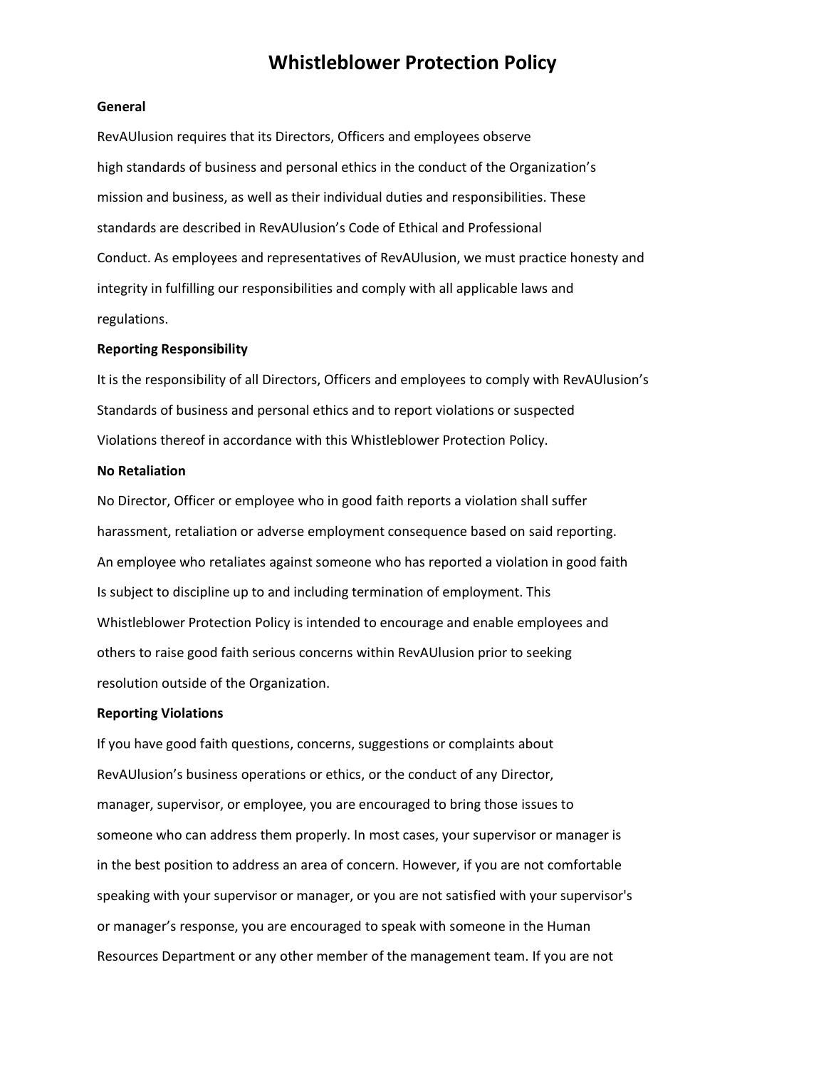# Whistleblower Protection Policy

**General**

RevAUlusion requires that its Directors, Officers and employees observe high standards of business and personal ethics in the conduct of the Organization's mission and business, as well as their individual duties and responsibilities. These standards are described in RevAUlusion's Code of Ethical and Professional Conduct. As employees and representatives of RevAUlusion, we must practice honesty and integrity in fulfilling our responsibilities and comply with all applicable laws and regulations.

**Reporting Responsibility**

It is the responsibility of all Directors, Officers and employees to comply with RevAUlusion's Standards of business and personal ethics and to report violations or suspected Violations thereof in accordance with this Whistleblower Protection Policy.

**No Retaliation**

No Director, Officer or employee who in good faith reports a violation shall suffer harassment, retaliation or adverse employment consequence based on said reporting. An employee who retaliates against someone who has reported a violation in good faith Is subject to discipline up to and including termination of employment. This Whistleblower Protection Policy is intended to encourage and enable employees and others to raise good faith serious concerns within RevAUlusion prior to seeking resolution outside of the Organization.

**Reporting Violations**

If you have good faith questions, concerns, suggestions or complaints about RevAUlusion's business operations or ethics, or the conduct of any Director, manager, supervisor, or employee, you are encouraged to bring those issues to someone who can address them properly. In most cases, your supervisor or manager is in the best position to address an area of concern. However, if you are not comfortable speaking with your supervisor or manager, or you are not satisfied with your supervisor's or manager's response, you are encouraged to speak with someone in the Human Resources Department or any other member of the management team. If you are not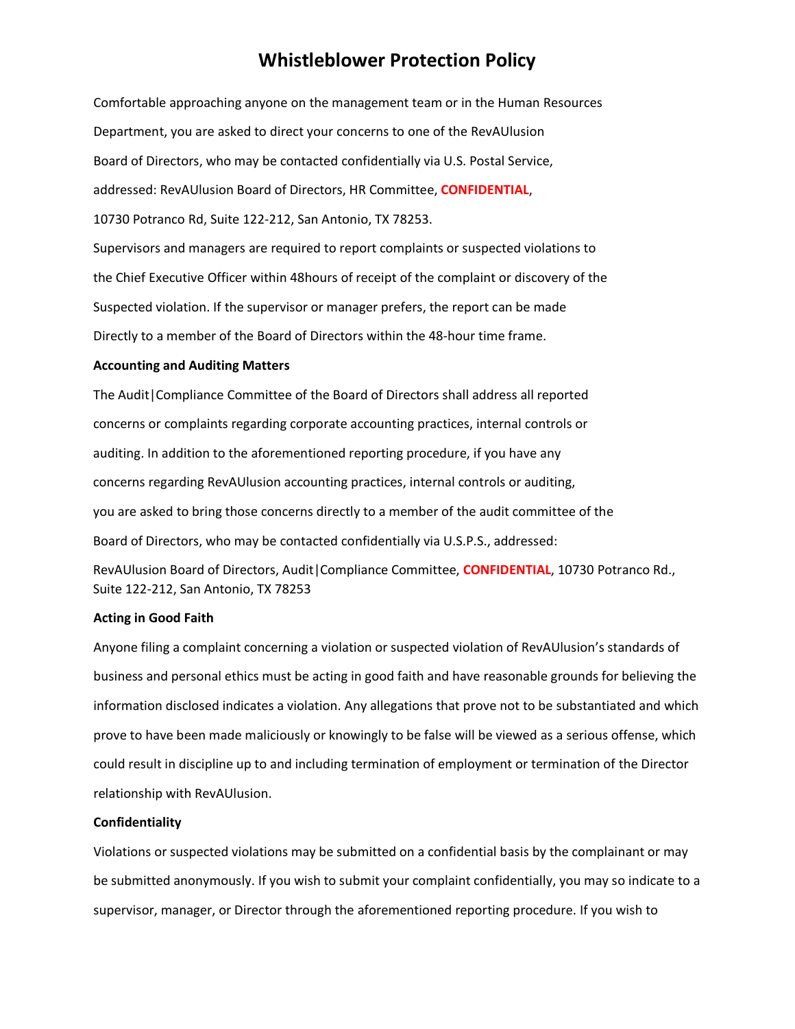# Whistleblower Protection Policy

Comfortable approaching anyone on the management team or in the Human Resources Department, you are asked to direct your concerns to one of the RevAUlusion Board of Directors, who may be contacted confidentially via U.S. Postal Service, addressed: RevAUlusion Board of Directors, HR Committee, **CONFIDENTIAL**, 10730 Potranco Rd, Suite 122-212, San Antonio, TX 78253.

Supervisors and managers are required to report complaints or suspected violations to the Chief Executive Officer within 48hours of receipt of the complaint or discovery of the Suspected violation. If the supervisor or manager prefers, the report can be made Directly to a member of the Board of Directors within the 48-hour time frame.

**Accounting and Auditing Matters**

The Audit|Compliance Committee of the Board of Directors shall address all reported concerns or complaints regarding corporate accounting practices, internal controls or auditing. In addition to the aforementioned reporting procedure, if you have any concerns regarding RevAUlusion accounting practices, internal controls or auditing, you are asked to bring those concerns directly to a member of the audit committee of the Board of Directors, who may be contacted confidentially via U.S.P.S., addressed:

RevAUlusion Board of Directors, Audit|Compliance Committee, **CONFIDENTIAL**, 10730 Potranco Rd., Suite 122-212, San Antonio, TX 78253

**Acting in Good Faith**

Anyone filing a complaint concerning a violation or suspected violation of RevAUlusion's standards of business and personal ethics must be acting in good faith and have reasonable grounds for believing the information disclosed indicates a violation. Any allegations that prove not to be substantiated and which prove to have been made maliciously or knowingly to be false will be viewed as a serious offense, which could result in discipline up to and including termination of employment or termination of the Director relationship with RevAUlusion.

**Confidentiality**

Violations or suspected violations may be submitted on a confidential basis by the complainant or may be submitted anonymously. If you wish to submit your complaint confidentially, you may so indicate to a supervisor, manager, or Director through the aforementioned reporting procedure. If you wish to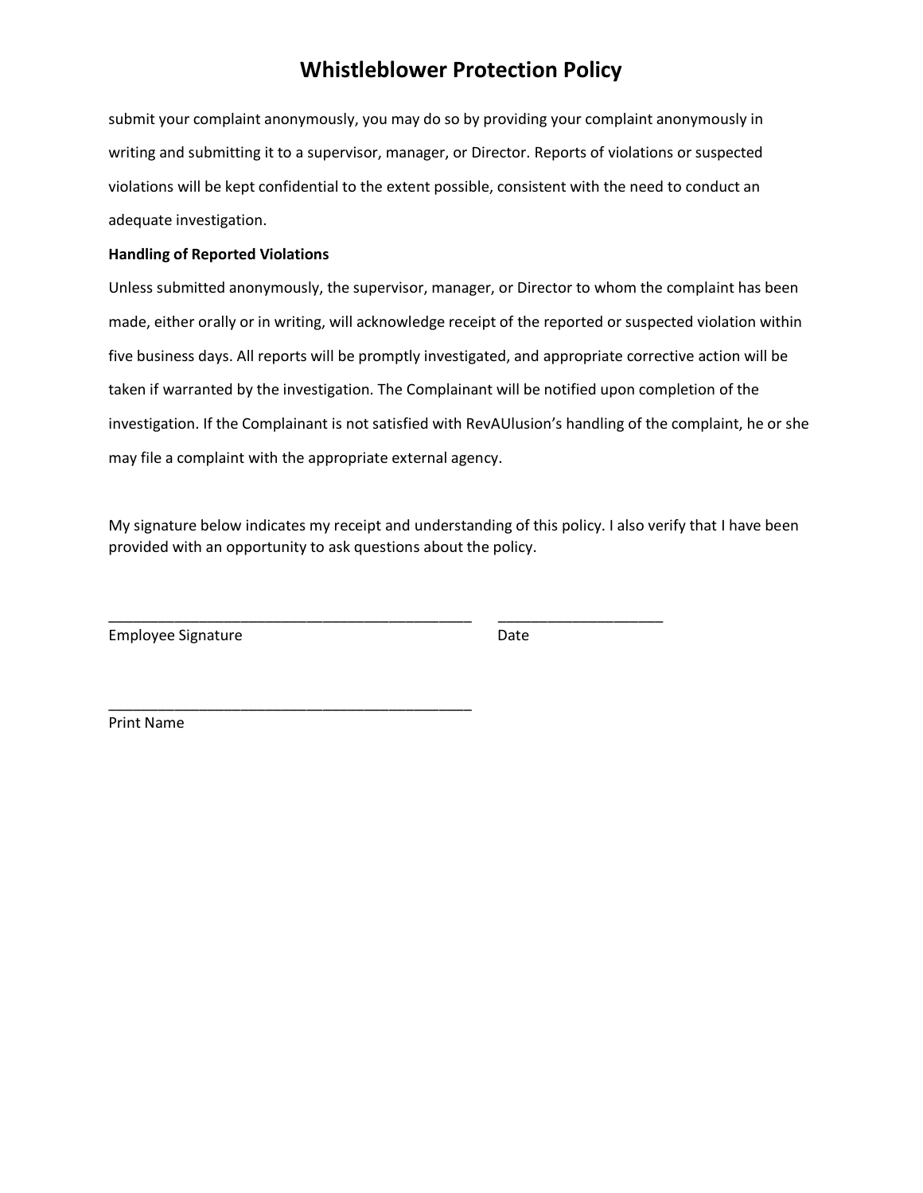submit your complaint anonymously, you may do so by providing your complaint anonymously in writing and submitting it to a supervisor, manager, or Director. Reports of violations or suspected violations will be kept confidential to the extent possible, consistent with the need to conduct an adequate investigation.

**Handling of Reported Violations**

Unless submitted anonymously, the supervisor, manager, or Director to whom the complaint has been made, either orally or in writing, will acknowledge receipt of the reported or suspected violation within five business days. All reports will be promptly investigated, and appropriate corrective action will be taken if warranted by the investigation. The Complainant will be notified upon completion of the investigation. If the Complainant is not satisfied with RevAUlusion's handling of the complaint, he or she may file a complaint with the appropriate external agency.

My signature below indicates my receipt and understanding of this policy. I also verify that I have been provided with an opportunity to ask questions about the policy.

_____________________________________________ ____________________

Employee Signature Date

_____________________________________________

Print Name